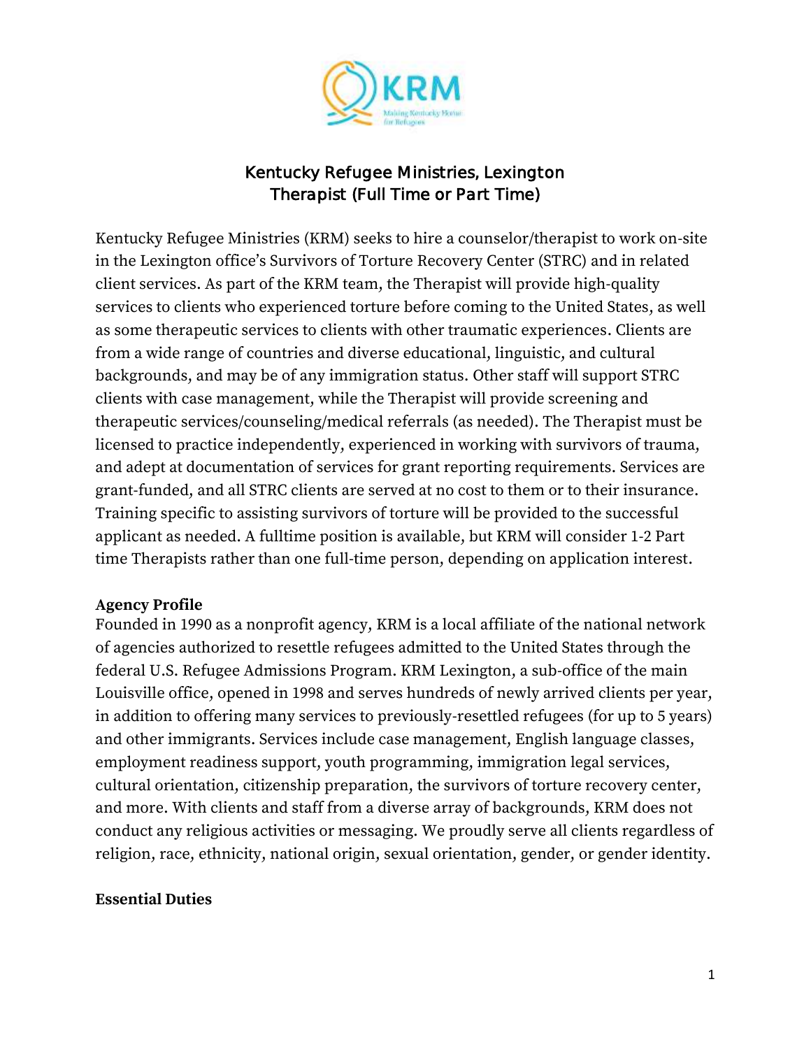# Kentucky Refugee Ministries, Lexington
## Therapist (Full Time or Part Time)

Kentucky Refugee Ministries (KRM) seeks to hire a counselor/therapist to work on-site in the Lexington office's Survivors of Torture Recovery Center (STRC) and in related client services. As part of the KRM team, the Therapist will provide high-quality services to clients who experienced torture before coming to the United States, as well as some therapeutic services to clients with other traumatic experiences. Clients are from a wide range of countries and diverse educational, linguistic, and cultural backgrounds, and may be of any immigration status. Other staff will support STRC clients with case management, while the Therapist will provide screening and therapeutic services/counseling/medical referrals (as needed). The Therapist must be licensed to practice independently, experienced in working with survivors of trauma, and adept at documentation of services for grant reporting requirements. Services are grant-funded, and all STRC clients are served at no cost to them or to their insurance. Training specific to assisting survivors of torture will be provided to the successful applicant as needed. A fulltime position is available, but KRM will consider 1-2 Part time Therapists rather than one full-time person, depending on application interest.

**Agency Profile**

Founded in 1990 as a nonprofit agency, KRM is a local affiliate of the national network of agencies authorized to resettle refugees admitted to the United States through the federal U.S. Refugee Admissions Program. KRM Lexington, a sub-office of the main Louisville office, opened in 1998 and serves hundreds of newly arrived clients per year, in addition to offering many services to previously-resettled refugees (for up to 5 years) and other immigrants. Services include case management, English language classes, employment readiness support, youth programming, immigration legal services, cultural orientation, citizenship preparation, the survivors of torture recovery center, and more. With clients and staff from a diverse array of backgrounds, KRM does not conduct any religious activities or messaging. We proudly serve all clients regardless of religion, race, ethnicity, national origin, sexual orientation, gender, or gender identity.

**Essential Duties**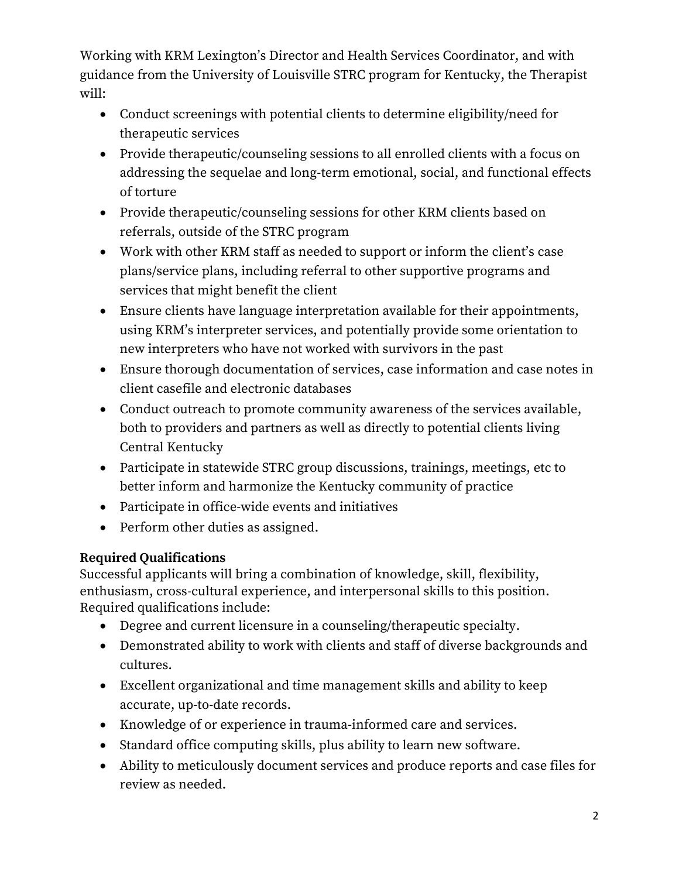Working with KRM Lexington's Director and Health Services Coordinator, and with guidance from the University of Louisville STRC program for Kentucky, the Therapist will:

- Conduct screenings with potential clients to determine eligibility/need for therapeutic services
- Provide therapeutic/counseling sessions to all enrolled clients with a focus on addressing the sequelae and long-term emotional, social, and functional effects of torture
- Provide therapeutic/counseling sessions for other KRM clients based on referrals, outside of the STRC program
- Work with other KRM staff as needed to support or inform the client's case plans/service plans, including referral to other supportive programs and services that might benefit the client
- Ensure clients have language interpretation available for their appointments, using KRM's interpreter services, and potentially provide some orientation to new interpreters who have not worked with survivors in the past
- Ensure thorough documentation of services, case information and case notes in client casefile and electronic databases
- Conduct outreach to promote community awareness of the services available, both to providers and partners as well as directly to potential clients living Central Kentucky
- Participate in statewide STRC group discussions, trainings, meetings, etc to better inform and harmonize the Kentucky community of practice
- Participate in office-wide events and initiatives
- Perform other duties as assigned.

**Required Qualifications**

Successful applicants will bring a combination of knowledge, skill, flexibility, enthusiasm, cross-cultural experience, and interpersonal skills to this position. Required qualifications include:

- Degree and current licensure in a counseling/therapeutic specialty.
- Demonstrated ability to work with clients and staff of diverse backgrounds and cultures.
- Excellent organizational and time management skills and ability to keep accurate, up-to-date records.
- Knowledge of or experience in trauma-informed care and services.
- Standard office computing skills, plus ability to learn new software.
- Ability to meticulously document services and produce reports and case files for review as needed.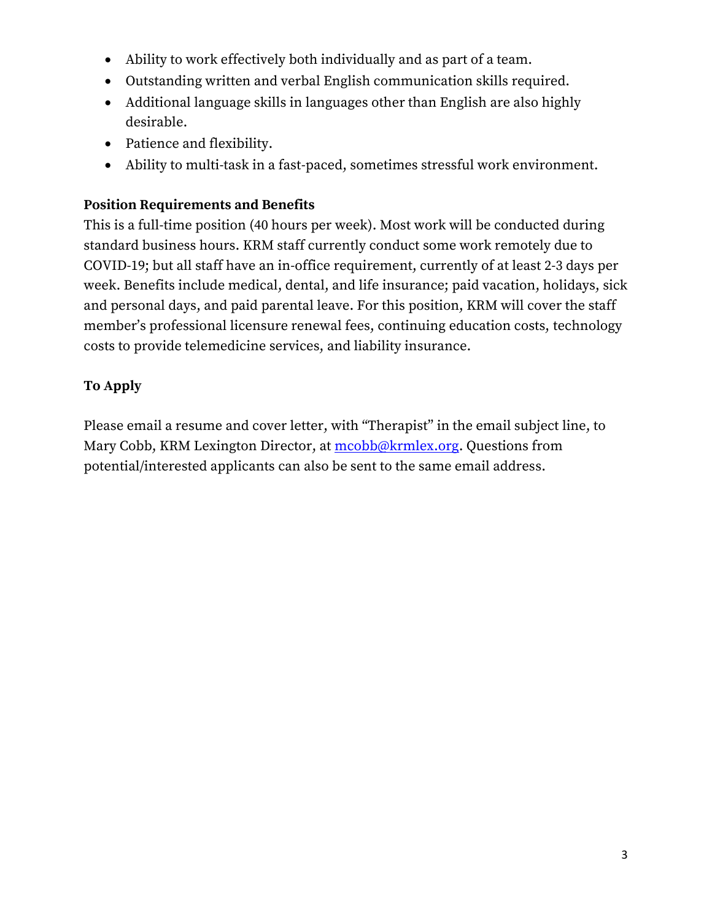- Ability to work effectively both individually and as part of a team.
- Outstanding written and verbal English communication skills required.
- Additional language skills in languages other than English are also highly desirable.
- Patience and flexibility.
- Ability to multi-task in a fast-paced, sometimes stressful work environment.

**Position Requirements and Benefits**

This is a full-time position (40 hours per week). Most work will be conducted during standard business hours. KRM staff currently conduct some work remotely due to COVID-19; but all staff have an in-office requirement, currently of at least 2-3 days per week. Benefits include medical, dental, and life insurance; paid vacation, holidays, sick and personal days, and paid parental leave. For this position, KRM will cover the staff member's professional licensure renewal fees, continuing education costs, technology costs to provide telemedicine services, and liability insurance.

**To Apply**

Please email a resume and cover letter, with "Therapist" in the email subject line, to Mary Cobb, KRM Lexington Director, at mcobb@krmlex.org. Questions from potential/interested applicants can also be sent to the same email address.